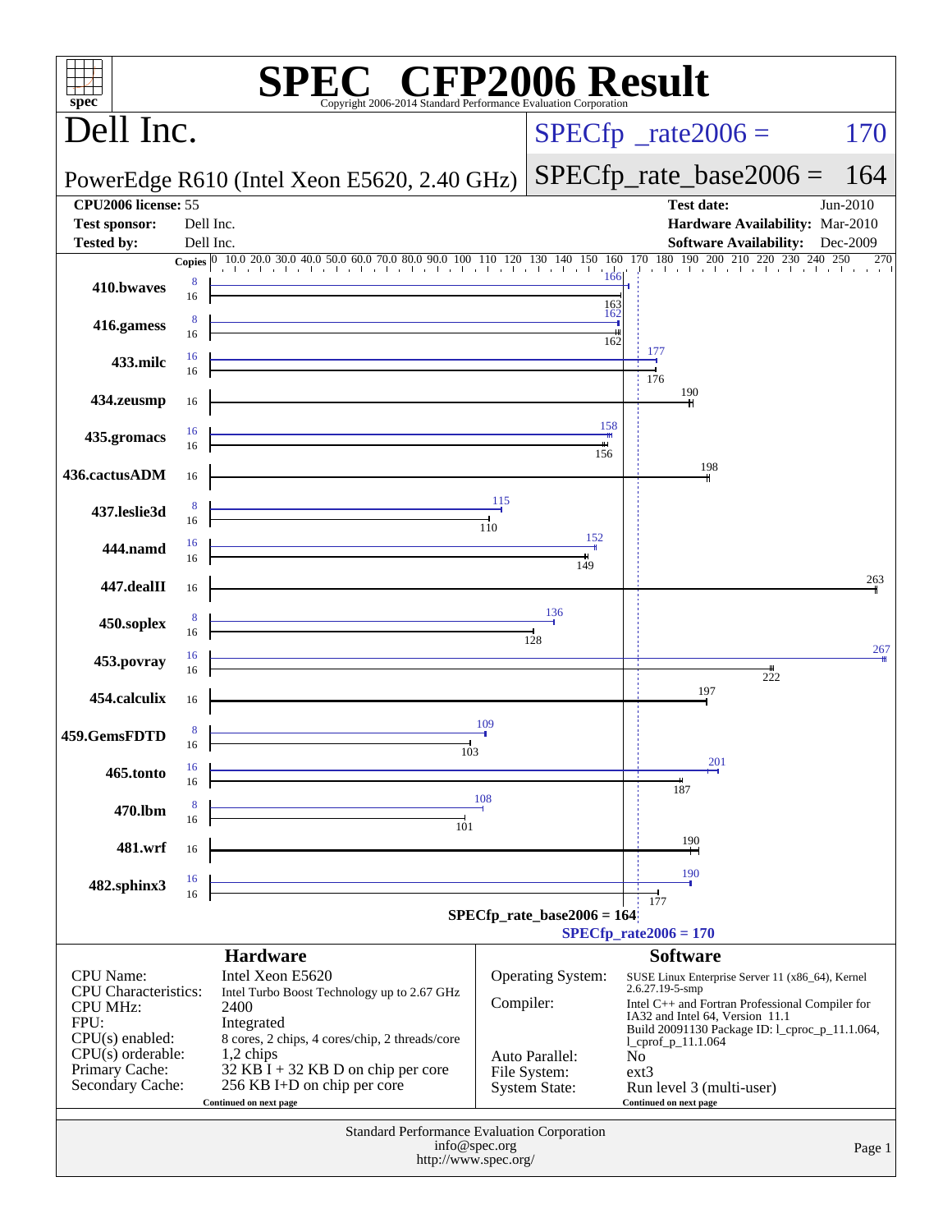# SPEC CFP2006 Result

Copyright 2006-2014 Standard Performance Evaluation Corporation

## Dell Inc.

**PowerEdge R610 (Intel Xeon E5620, 2.40 GHz)**

SPECfp_rate2006 = 170

SPECfp_rate_base2006 = 164

| | | | |
|---|---|---|---|
| **CPU2006 license:** | 55 | **Test date:** | Jun-2010 |
| **Test sponsor:** | Dell Inc. | **Hardware Availability:** | Mar-2010 |
| **Tested by:** | Dell Inc. | **Software Availability:** | Dec-2009 |

| Benchmark | Copies (peak) | Peak | Copies (base) | Base |
|---|---|---|---|---|
| 410.bwaves | 8 | 166 | 16 | 163 |
| 416.gamess | 8 | 162 | 16 | 162 |
| 433.milc | 16 | 177 | 16 | 176 |
| 434.zeusmp | | | 16 | 190 |
| 435.gromacs | 16 | 158 | 16 | 156 |
| 436.cactusADM | | | 16 | 198 |
| 437.leslie3d | 8 | 115 | 16 | 110 |
| 444.namd | 16 | 152 | 16 | 149 |
| 447.dealII | | | 16 | 263 |
| 450.soplex | 8 | 136 | 16 | 128 |
| 453.povray | 16 | 267 | 16 | 222 |
| 454.calculix | | | 16 | 197 |
| 459.GemsFDTD | 8 | 109 | 16 | 103 |
| 465.tonto | 16 | 201 | 16 | 187 |
| 470.lbm | 8 | 108 | 16 | 101 |
| 481.wrf | | | 16 | 190 |
| 482.sphinx3 | 16 | 190 | 16 | 177 |

SPECfp_rate_base2006 = 164

SPECfp_rate2006 = 170

### Hardware

| | |
|---|---|
| CPU Name: | Intel Xeon E5620 |
| CPU Characteristics: | Intel Turbo Boost Technology up to 2.67 GHz |
| CPU MHz: | 2400 |
| FPU: | Integrated |
| CPU(s) enabled: | 8 cores, 2 chips, 4 cores/chip, 2 threads/core |
| CPU(s) orderable: | 1,2 chips |
| Primary Cache: | 32 KB I + 32 KB D on chip per core |
| Secondary Cache: | 256 KB I+D on chip per core |

Continued on next page

### Software

| | |
|---|---|
| Operating System: | SUSE Linux Enterprise Server 11 (x86_64), Kernel 2.6.27.19-5-smp |
| Compiler: | Intel C++ and Fortran Professional Compiler for IA32 and Intel 64, Version 11.1 Build 20091130 Package ID: l_cproc_p_11.1.064, l_cprof_p_11.1.064 |
| Auto Parallel: | No |
| File System: | ext3 |
| System State: | Run level 3 (multi-user) |

Continued on next page

Standard Performance Evaluation Corporation
info@spec.org
http://www.spec.org/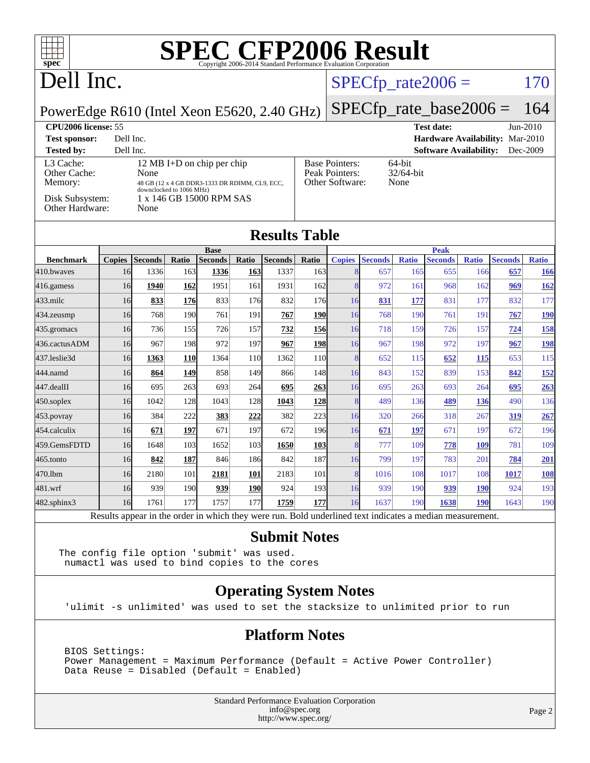# SPEC CFP2006 Result

Copyright 2006-2014 Standard Performance Evaluation Corporation

## Dell Inc.

PowerEdge R610 (Intel Xeon E5620, 2.40 GHz)

SPECfp_rate2006 = 170

SPECfp_rate_base2006 = 164

| | | | |
|---|---|---|---|
| **CPU2006 license:** 55 | | **Test date:** | Jun-2010 |
| **Test sponsor:** | Dell Inc. | **Hardware Availability:** | Mar-2010 |
| **Tested by:** | Dell Inc. | **Software Availability:** | Dec-2009 |

| | | | |
|---|---|---|---|
| L3 Cache: | 12 MB I+D on chip per chip | Base Pointers: | 64-bit |
| Other Cache: | None | Peak Pointers: | 32/64-bit |
| Memory: | 48 GB (12 x 4 GB DDR3-1333 DR RDIMM, CL9, ECC, downclocked to 1066 MHz) | Other Software: | None |
| Disk Subsystem: | 1 x 146 GB 15000 RPM SAS | | |
| Other Hardware: | None | | |

## Results Table

| Benchmark | Base | | | | | | | Peak | | | | | | |
|---|---|---|---|---|---|---|---|---|---|---|---|---|---|---|
| | Copies | Seconds | Ratio | Seconds | Ratio | Seconds | Ratio | Copies | Seconds | Ratio | Seconds | Ratio | Seconds | Ratio |
| 410.bwaves | 16 | 1336 | 163 | **1336** | **163** | 1337 | 163 | 8 | 657 | 165 | 655 | 166 | **657** | **166** |
| 416.gamess | 16 | **1940** | **162** | 1951 | 161 | 1931 | 162 | 8 | 972 | 161 | 968 | 162 | **969** | **162** |
| 433.milc | 16 | **833** | **176** | 833 | 176 | 832 | 176 | 16 | **831** | **177** | 831 | 177 | 832 | 177 |
| 434.zeusmp | 16 | 768 | 190 | 761 | 191 | **767** | **190** | 16 | 768 | 190 | 761 | 191 | **767** | **190** |
| 435.gromacs | 16 | 736 | 155 | 726 | 157 | **732** | **156** | 16 | 718 | 159 | 726 | 157 | **724** | **158** |
| 436.cactusADM | 16 | 967 | 198 | 972 | 197 | **967** | **198** | 16 | 967 | 198 | 972 | 197 | **967** | **198** |
| 437.leslie3d | 16 | **1363** | **110** | 1364 | 110 | 1362 | 110 | 8 | 652 | 115 | **652** | **115** | 653 | 115 |
| 444.namd | 16 | **864** | **149** | 858 | 149 | 866 | 148 | 16 | 843 | 152 | 839 | 153 | **842** | **152** |
| 447.dealII | 16 | 695 | 263 | 693 | 264 | **695** | **263** | 16 | 695 | 263 | 693 | 264 | **695** | **263** |
| 450.soplex | 16 | 1042 | 128 | 1043 | 128 | **1043** | **128** | 8 | 489 | 136 | **489** | **136** | 490 | 136 |
| 453.povray | 16 | 384 | 222 | **383** | **222** | 382 | 223 | 16 | 320 | 266 | 318 | 267 | **319** | **267** |
| 454.calculix | 16 | **671** | **197** | 671 | 197 | 672 | 196 | 16 | **671** | **197** | 671 | 197 | 672 | 196 |
| 459.GemsFDTD | 16 | 1648 | 103 | 1652 | 103 | **1650** | **103** | 8 | 777 | 109 | **778** | **109** | 781 | 109 |
| 465.tonto | 16 | **842** | **187** | 846 | 186 | 842 | 187 | 16 | 799 | 197 | 783 | 201 | **784** | **201** |
| 470.lbm | 16 | 2180 | 101 | **2181** | **101** | 2183 | 101 | 8 | 1016 | 108 | 1017 | 108 | **1017** | **108** |
| 481.wrf | 16 | 939 | 190 | **939** | **190** | 924 | 193 | 16 | 939 | 190 | **939** | **190** | 924 | 193 |
| 482.sphinx3 | 16 | 1761 | 177 | 1757 | 177 | **1759** | **177** | 16 | 1637 | 190 | **1638** | **190** | 1643 | 190 |

Results appear in the order in which they were run. Bold underlined text indicates a median measurement.

## Submit Notes

```
The config file option 'submit' was used.
 numactl was used to bind copies to the cores
```

## Operating System Notes

```
'ulimit -s unlimited' was used to set the stacksize to unlimited prior to run
```

## Platform Notes

```
BIOS Settings:
Power Management = Maximum Performance (Default = Active Power Controller)
Data Reuse = Disabled (Default = Enabled)
```

Standard Performance Evaluation Corporation
info@spec.org
http://www.spec.org/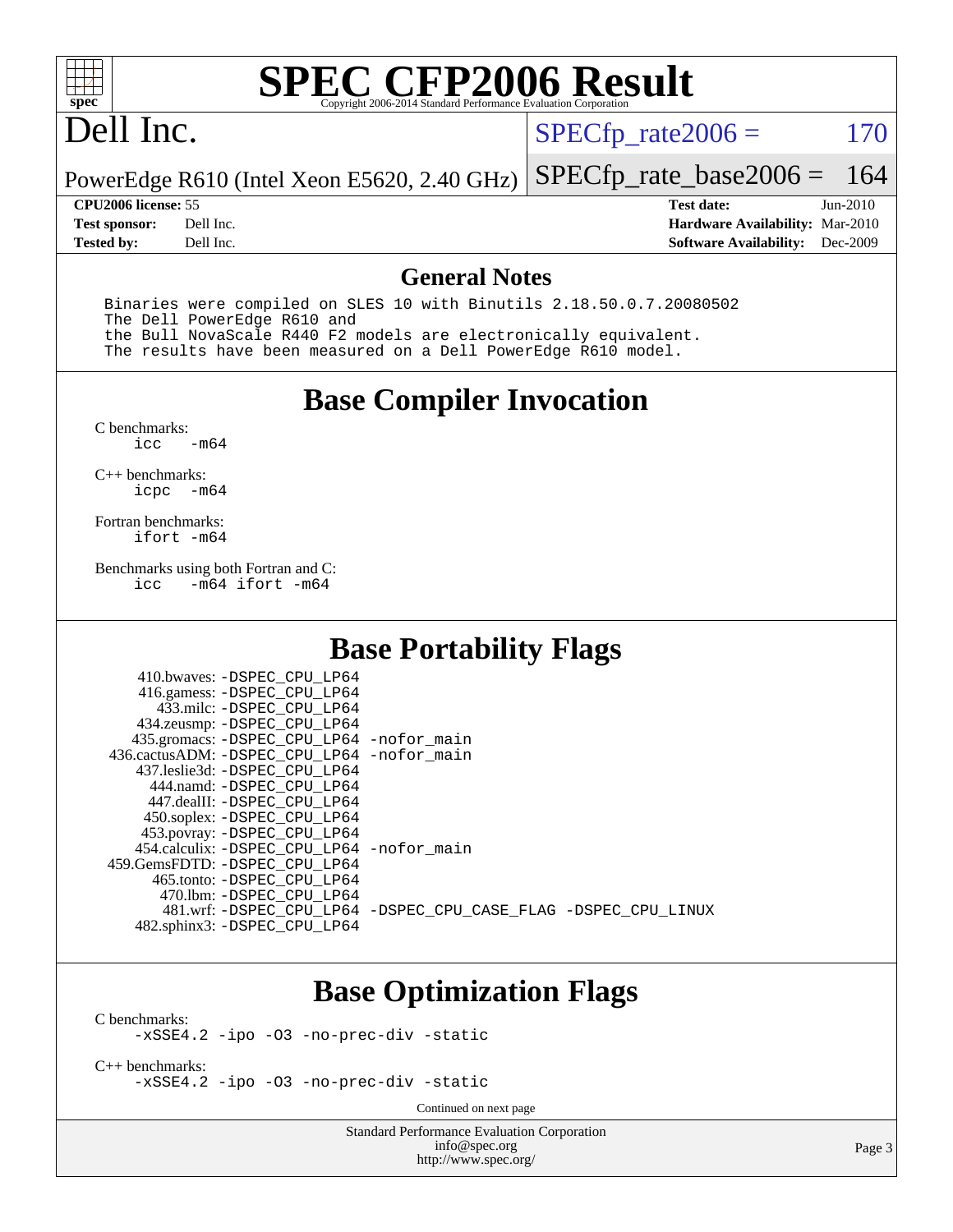# SPEC CFP2006 Result

Copyright 2006-2014 Standard Performance Evaluation Corporation

**Dell Inc.**

PowerEdge R610 (Intel Xeon E5620, 2.40 GHz)

SPECfp_rate2006 = 170

SPECfp_rate_base2006 = 164

| | | | |
|---|---|---|---|
| **CPU2006 license:** 55 | | **Test date:** | Jun-2010 |
| **Test sponsor:** | Dell Inc. | **Hardware Availability:** | Mar-2010 |
| **Tested by:** | Dell Inc. | **Software Availability:** | Dec-2009 |

## General Notes

```
Binaries were compiled on SLES 10 with Binutils 2.18.50.0.7.20080502
The Dell PowerEdge R610 and
the Bull NovaScale R440 F2 models are electronically equivalent.
The results have been measured on a Dell PowerEdge R610 model.
```

## Base Compiler Invocation

C benchmarks:
```
icc   -m64
```

C++ benchmarks:
```
icpc  -m64
```

Fortran benchmarks:
```
ifort -m64
```

Benchmarks using both Fortran and C:
```
icc   -m64 ifort -m64
```

## Base Portability Flags

```
     410.bwaves: -DSPEC_CPU_LP64
     416.gamess: -DSPEC_CPU_LP64
       433.milc: -DSPEC_CPU_LP64
     434.zeusmp: -DSPEC_CPU_LP64
    435.gromacs: -DSPEC_CPU_LP64 -nofor_main
 436.cactusADM: -DSPEC_CPU_LP64 -nofor_main
    437.leslie3d: -DSPEC_CPU_LP64
      444.namd: -DSPEC_CPU_LP64
     447.dealII: -DSPEC_CPU_LP64
     450.soplex: -DSPEC_CPU_LP64
     453.povray: -DSPEC_CPU_LP64
   454.calculix: -DSPEC_CPU_LP64 -nofor_main
 459.GemsFDTD: -DSPEC_CPU_LP64
      465.tonto: -DSPEC_CPU_LP64
       470.lbm: -DSPEC_CPU_LP64
       481.wrf: -DSPEC_CPU_LP64 -DSPEC_CPU_CASE_FLAG -DSPEC_CPU_LINUX
   482.sphinx3: -DSPEC_CPU_LP64
```

## Base Optimization Flags

C benchmarks:
```
-xSSE4.2 -ipo -O3 -no-prec-div -static
```

C++ benchmarks:
```
-xSSE4.2 -ipo -O3 -no-prec-div -static
```

Continued on next page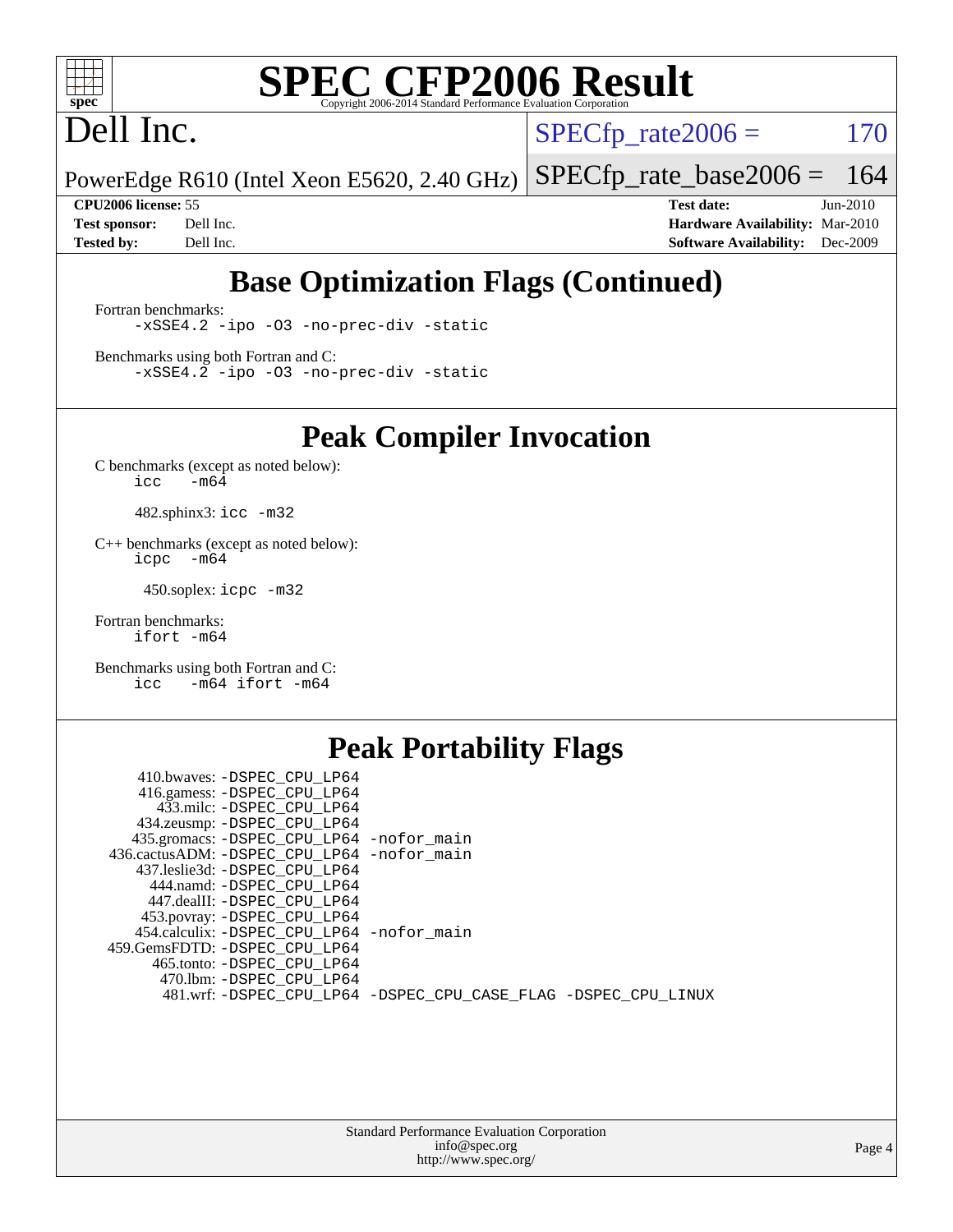# SPEC CFP2006 Result

Copyright 2006-2014 Standard Performance Evaluation Corporation

**Dell Inc.**

PowerEdge R610 (Intel Xeon E5620, 2.40 GHz)

SPECfp_rate2006 = 170

SPECfp_rate_base2006 = 164

| | | | |
|---|---|---|---|
| **CPU2006 license:** | 55 | **Test date:** | Jun-2010 |
| **Test sponsor:** | Dell Inc. | **Hardware Availability:** | Mar-2010 |
| **Tested by:** | Dell Inc. | **Software Availability:** | Dec-2009 |

## Base Optimization Flags (Continued)

Fortran benchmarks:
```
-xSSE4.2 -ipo -O3 -no-prec-div -static
```

Benchmarks using both Fortran and C:
```
-xSSE4.2 -ipo -O3 -no-prec-div -static
```

## Peak Compiler Invocation

C benchmarks (except as noted below):
```
icc   -m64
```

482.sphinx3: `icc -m32`

C++ benchmarks (except as noted below):
```
icpc  -m64
```

450.soplex: `icpc -m32`

Fortran benchmarks:
```
ifort -m64
```

Benchmarks using both Fortran and C:
```
icc   -m64 ifort -m64
```

## Peak Portability Flags

410.bwaves: -DSPEC_CPU_LP64
416.gamess: -DSPEC_CPU_LP64
433.milc: -DSPEC_CPU_LP64
434.zeusmp: -DSPEC_CPU_LP64
435.gromacs: -DSPEC_CPU_LP64 -nofor_main
436.cactusADM: -DSPEC_CPU_LP64 -nofor_main
437.leslie3d: -DSPEC_CPU_LP64
444.namd: -DSPEC_CPU_LP64
447.dealII: -DSPEC_CPU_LP64
453.povray: -DSPEC_CPU_LP64
454.calculix: -DSPEC_CPU_LP64 -nofor_main
459.GemsFDTD: -DSPEC_CPU_LP64
465.tonto: -DSPEC_CPU_LP64
470.lbm: -DSPEC_CPU_LP64
481.wrf: -DSPEC_CPU_LP64 -DSPEC_CPU_CASE_FLAG -DSPEC_CPU_LINUX

Standard Performance Evaluation Corporation
info@spec.org
http://www.spec.org/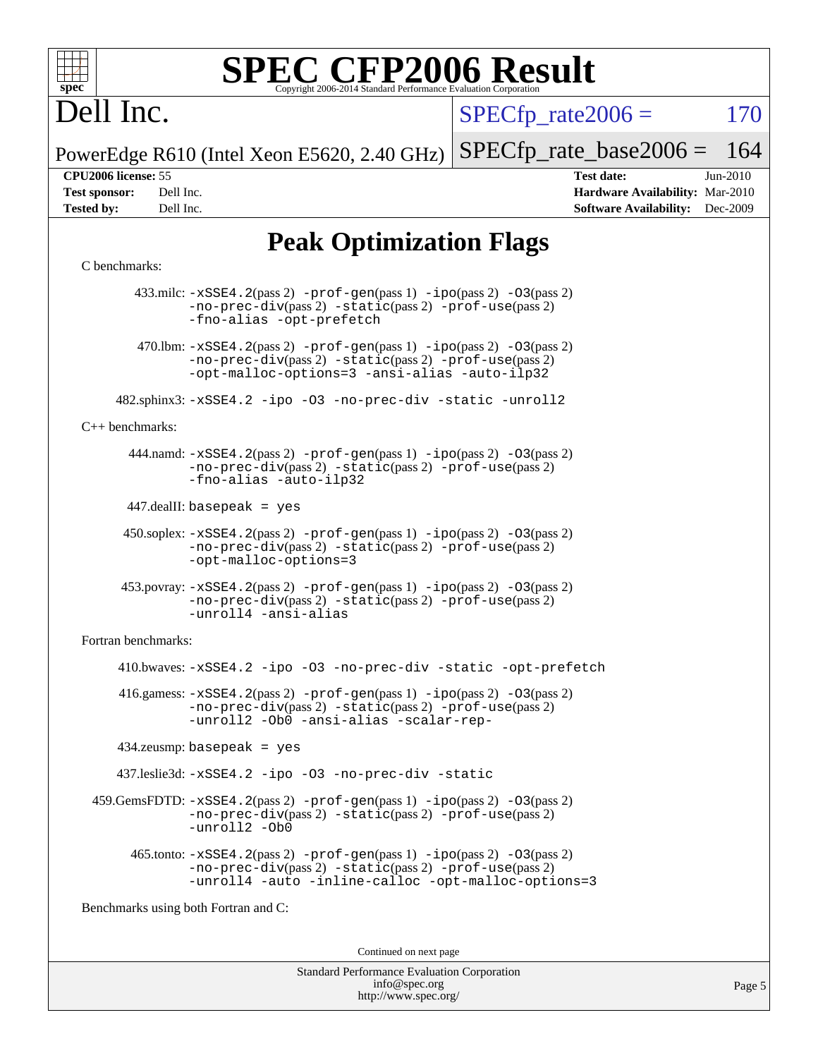# SPEC CFP2006 Result

Copyright 2006-2014 Standard Performance Evaluation Corporation

**Dell Inc.**

PowerEdge R610 (Intel Xeon E5620, 2.40 GHz)

SPECfp_rate2006 = 170

SPECfp_rate_base2006 = 164

| | | | |
|---|---|---|---|
| **CPU2006 license:** 55 | | **Test date:** | Jun-2010 |
| **Test sponsor:** | Dell Inc. | **Hardware Availability:** | Mar-2010 |
| **Tested by:** | Dell Inc. | **Software Availability:** | Dec-2009 |

## Peak Optimization Flags

C benchmarks:

433.milc: -xSSE4.2(pass 2) -prof-gen(pass 1) -ipo(pass 2) -O3(pass 2) -no-prec-div(pass 2) -static(pass 2) -prof-use(pass 2) -fno-alias -opt-prefetch

470.lbm: -xSSE4.2(pass 2) -prof-gen(pass 1) -ipo(pass 2) -O3(pass 2) -no-prec-div(pass 2) -static(pass 2) -prof-use(pass 2) -opt-malloc-options=3 -ansi-alias -auto-ilp32

482.sphinx3: -xSSE4.2 -ipo -O3 -no-prec-div -static -unroll2

C++ benchmarks:

444.namd: -xSSE4.2(pass 2) -prof-gen(pass 1) -ipo(pass 2) -O3(pass 2) -no-prec-div(pass 2) -static(pass 2) -prof-use(pass 2) -fno-alias -auto-ilp32

447.dealII: basepeak = yes

450.soplex: -xSSE4.2(pass 2) -prof-gen(pass 1) -ipo(pass 2) -O3(pass 2) -no-prec-div(pass 2) -static(pass 2) -prof-use(pass 2) -opt-malloc-options=3

453.povray: -xSSE4.2(pass 2) -prof-gen(pass 1) -ipo(pass 2) -O3(pass 2) -no-prec-div(pass 2) -static(pass 2) -prof-use(pass 2) -unroll4 -ansi-alias

Fortran benchmarks:

410.bwaves: -xSSE4.2 -ipo -O3 -no-prec-div -static -opt-prefetch

416.gamess: -xSSE4.2(pass 2) -prof-gen(pass 1) -ipo(pass 2) -O3(pass 2) -no-prec-div(pass 2) -static(pass 2) -prof-use(pass 2) -unroll2 -Ob0 -ansi-alias -scalar-rep-

434.zeusmp: basepeak = yes

437.leslie3d: -xSSE4.2 -ipo -O3 -no-prec-div -static

459.GemsFDTD: -xSSE4.2(pass 2) -prof-gen(pass 1) -ipo(pass 2) -O3(pass 2) -no-prec-div(pass 2) -static(pass 2) -prof-use(pass 2) -unroll2 -Ob0

465.tonto: -xSSE4.2(pass 2) -prof-gen(pass 1) -ipo(pass 2) -O3(pass 2) -no-prec-div(pass 2) -static(pass 2) -prof-use(pass 2) -unroll4 -auto -inline-calloc -opt-malloc-options=3

Benchmarks using both Fortran and C:

Continued on next page

Standard Performance Evaluation Corporation
info@spec.org
http://www.spec.org/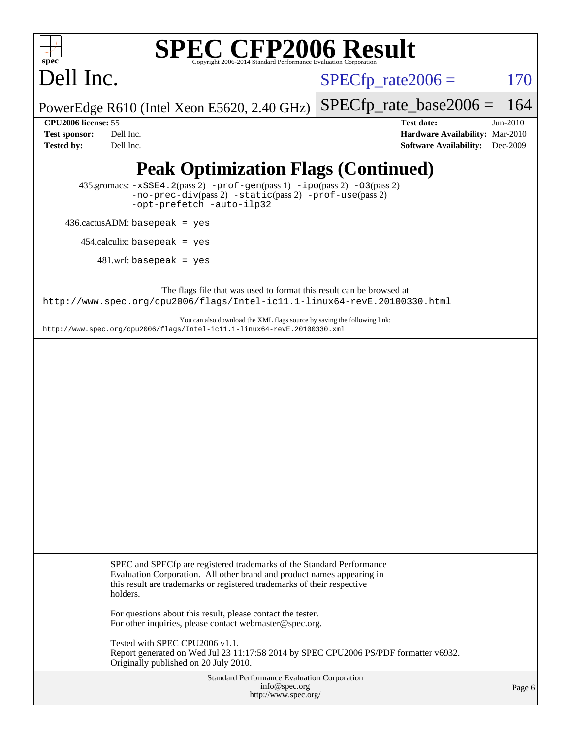# Peak Optimization Flags (Continued)

435.gromacs: `-xSSE4.2`(pass 2) `-prof-gen`(pass 1) `-ipo`(pass 2) `-O3`(pass 2) `-no-prec-div`(pass 2) `-static`(pass 2) `-prof-use`(pass 2) `-opt-prefetch -auto-ilp32`

436.cactusADM: `basepeak = yes`

454.calculix: `basepeak = yes`

481.wrf: `basepeak = yes`

The flags file that was used to format this result can be browsed at
`http://www.spec.org/cpu2006/flags/Intel-ic11.1-linux64-revE.20100330.html`

You can also download the XML flags source by saving the following link:
`http://www.spec.org/cpu2006/flags/Intel-ic11.1-linux64-revE.20100330.xml`

SPEC and SPECfp are registered trademarks of the Standard Performance Evaluation Corporation. All other brand and product names appearing in this result are trademarks or registered trademarks of their respective holders.

For questions about this result, please contact the tester.
For other inquiries, please contact webmaster@spec.org.

Tested with SPEC CPU2006 v1.1.
Report generated on Wed Jul 23 11:17:58 2014 by SPEC CPU2006 PS/PDF formatter v6932.
Originally published on 20 July 2010.